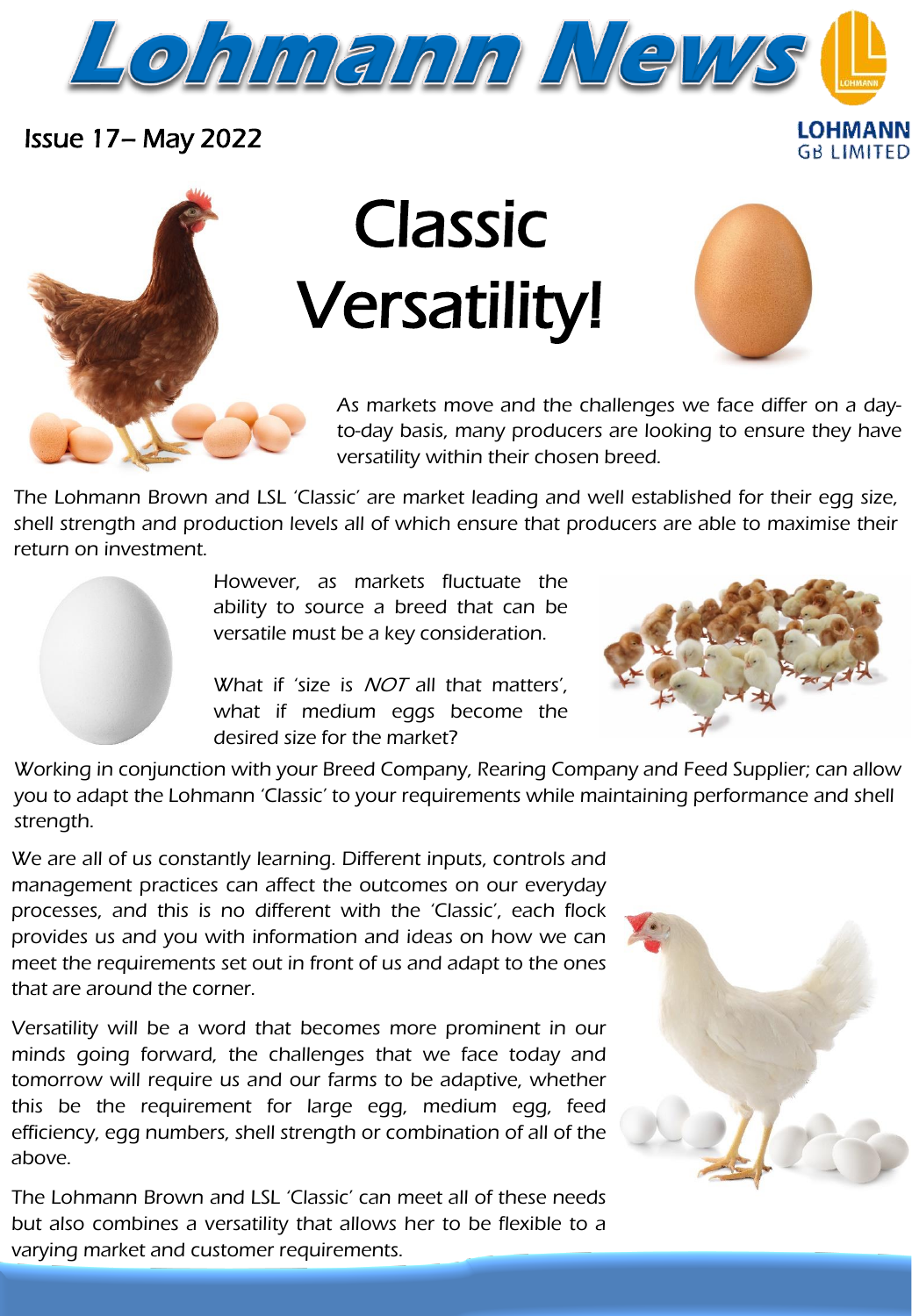# Lohmann News

Issue 17– May 2022

LOHMANN GB LIMITED

## Classic Versatility!

As markets move and the challenges we face differ on a day-to-day basis, many producers are looking to ensure they have versatility within their chosen breed.

The Lohmann Brown and LSL 'Classic' are market leading and well established for their egg size, shell strength and production levels all of which ensure that producers are able to maximise their return on investment.

However, as markets fluctuate the ability to source a breed that can be versatile must be a key consideration.

What if 'size is *NOT* all that matters', what if medium eggs become the desired size for the market?

Working in conjunction with your Breed Company, Rearing Company and Feed Supplier; can allow you to adapt the Lohmann 'Classic' to your requirements while maintaining performance and shell strength.

We are all of us constantly learning. Different inputs, controls and management practices can affect the outcomes on our everyday processes, and this is no different with the 'Classic', each flock provides us and you with information and ideas on how we can meet the requirements set out in front of us and adapt to the ones that are around the corner.

Versatility will be a word that becomes more prominent in our minds going forward, the challenges that we face today and tomorrow will require us and our farms to be adaptive, whether this be the requirement for large egg, medium egg, feed efficiency, egg numbers, shell strength or combination of all of the above.

The Lohmann Brown and LSL 'Classic' can meet all of these needs but also combines a versatility that allows her to be flexible to a varying market and customer requirements.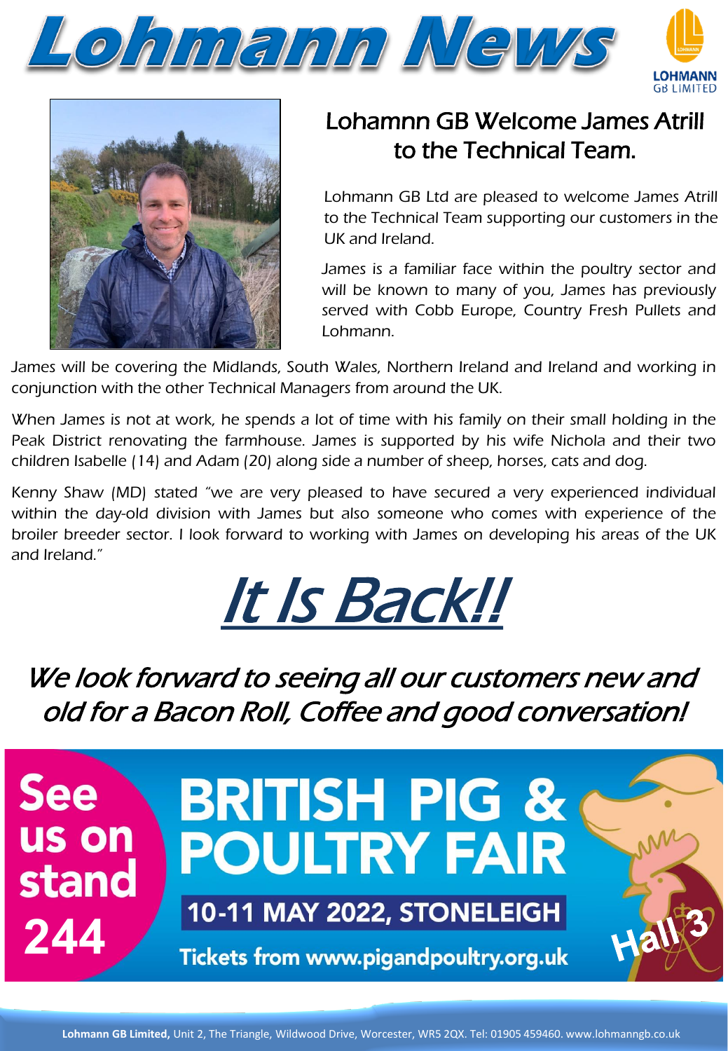# Lohmann News

LOHMANN GB LIMITED

## Lohamnn GB Welcome James Atrill to the Technical Team.

Lohmann GB Ltd are pleased to welcome James Atrill to the Technical Team supporting our customers in the UK and Ireland.

James is a familiar face within the poultry sector and will be known to many of you, James has previously served with Cobb Europe, Country Fresh Pullets and Lohmann.

James will be covering the Midlands, South Wales, Northern Ireland and Ireland and working in conjunction with the other Technical Managers from around the UK.

When James is not at work, he spends a lot of time with his family on their small holding in the Peak District renovating the farmhouse. James is supported by his wife Nichola and their two children Isabelle (14) and Adam (20) along side a number of sheep, horses, cats and dog.

Kenny Shaw (MD) stated "we are very pleased to have secured a very experienced individual within the day-old division with James but also someone who comes with experience of the broiler breeder sector. I look forward to working with James on developing his areas of the UK and Ireland."

## *It Is Back!!*

*We look forward to seeing all our customers new and old for a Bacon Roll, Coffee and good conversation!*

**See us on stand 244**

**BRITISH PIG & POULTRY FAIR**

**10-11 MAY 2022, STONELEIGH**

**Tickets from www.pigandpoultry.org.uk**

**Hall 3**

**Lohmann GB Limited,** Unit 2, The Triangle, Wildwood Drive, Worcester, WR5 2QX. Tel: 01905 459460. www.lohmanngb.co.uk